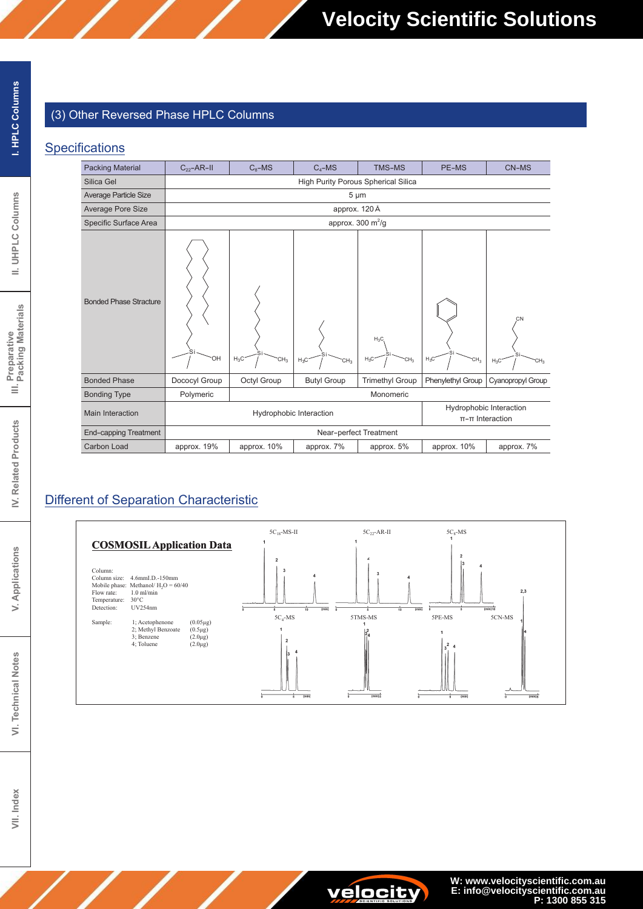## (3) Other Reversed Phase HPLC Columns

### Specifications

| Packing Material | $C_{22}$-AR-II | $C_8$-MS | $C_4$-MS | TMS-MS | PE-MS | CN-MS |
|---|---|---|---|---|---|---|
| Silica Gel | High Purity Porous Spherical Silica | | | | | |
| Average Particle Size | 5 µm | | | | | |
| Average Pore Size | approx. 120 Å | | | | | |
| Specific Surface Area | approx. 300 $m^2$/g | | | | | |
| Bonded Phase Structure | | | | | | |
| Bonded Phase | Dococyl Group | Octyl Group | Butyl Group | Trimethyl Group | Phenylethyl Group | Cyanopropyl Group |
| Bonding Type | Polymeric | Monomeric | | | | |
| Main Interaction | Hydrophobic Interaction | | | | Hydrophobic Interaction π-π Interaction | |
| End-capping Treatment | Near-perfect Treatment | | | | | |
| Carbon Load | approx. 19% | approx. 10% | approx. 7% | approx. 5% | approx. 10% | approx. 7% |

### Different of Separation Characteristic

**COSMOSIL Application Data**

Column:
Column size: 4.6mmI.D.-150mm
Mobile phase: Methanol/ $H_2O$ = 60/40
Flow rate: 1.0 ml/min
Temperature: 30°C
Detection: UV254nm

Sample:
1; Acetophenone (0.05µg)
2; Methyl Benzoate (0.5µg)
3; Benzene (2.0µg)
4; Toluene (2.0µg)

5$C_{18}$-MS-II, 5$C_{22}$-AR-II, 5$C_8$-MS, 5$C_4$-MS, 5TMS-MS, 5PE-MS, 5CN-MS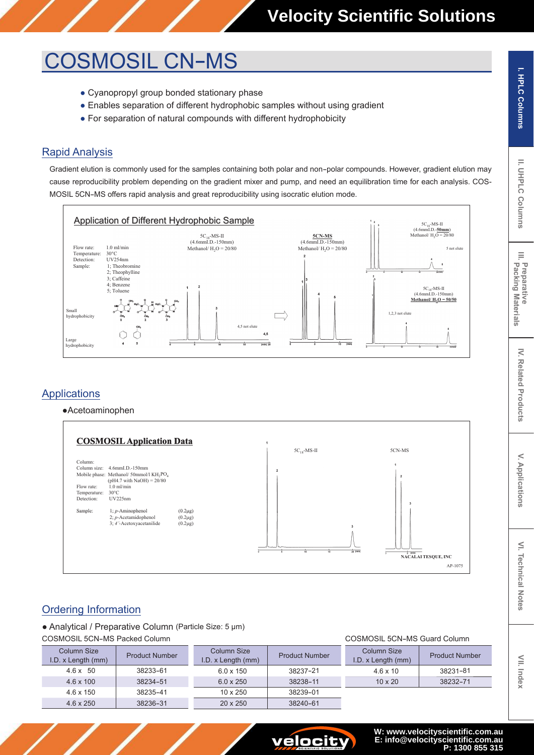# COSMOSIL CN-MS

- Cyanopropyl group bonded stationary phase
- Enables separation of different hydrophobic samples without using gradient
- For separation of natural compounds with different hydrophobicity

## Rapid Analysis

Gradient elution is commonly used for the samples containing both polar and non-polar compounds. However, gradient elution may cause reproducibility problem depending on the gradient mixer and pump, and need an equilibration time for each analysis. COSMOSIL 5CN-MS offers rapid analysis and great reproducibility using isocratic elution mode.

### Application of Different Hydrophobic Sample

Flow rate: 1.0 ml/min
Temperature: 30°C
Detection: UV254nm
Sample: 1; Theobromine, 2; Theophylline, 3; Caffeine, 4; Benzene, 5; Toluene

Small hydrophobicity / Large hydrophobicity

$5C_{18}$-MS-II (4.6mmI.D.-150mm) Methanol/ $H_2O$ = 20/80 — 4,5 not elute

**5CN-MS** (4.6mmI.D.-150mm) Methanol/ $H_2O$ = 20/80

$5C_{18}$-MS-II (4.6mmI.D.-**50mm**) Methanol/ $H_2O$ = 20/80 — 5 not elute

$5C_{18}$-MS-II (4.6mmI.D.-150mm) **Methanol/ $H_2O$ = 50/50** — 1,2,3 not elute

## Applications

- Acetoaminophen

### COSMOSIL Application Data

Column:
Column size: 4.6mmI.D.-150mm
Mobile phase: Methanol/ 50mmol/l $KH_2PO_4$ (pH4.7 with NaOH) = 20/80
Flow rate: 1.0 ml/min
Temperature: 30°C
Detection: UV225nm

Sample:
1; *p*-Aminophenol (0.2μg)
2; *p*-Acetamidophenol (0.2μg)
3; *4'*-Acetoxyacetanilide (0.2μg)

$5C_{18}$-MS-II / 5CN-MS

NACALAI TESQUE, INC
AP-1075

## Ordering Information

- Analytical / Preparative Column (Particle Size: 5 μm)

COSMOSIL 5CN-MS Packed Column

| Column Size I.D. x Length (mm) | Product Number |
|---|---|
| 4.6 x 50 | 38233-61 |
| 4.6 x 100 | 38234-51 |
| 4.6 x 150 | 38235-41 |
| 4.6 x 250 | 38236-31 |
| 6.0 x 150 | 38237-21 |
| 6.0 x 250 | 38238-11 |
| 10 x 250 | 38239-01 |
| 20 x 250 | 38240-61 |

COSMOSIL 5CN-MS Guard Column

| Column Size I.D. x Length (mm) | Product Number |
|---|---|
| 4.6 x 10 | 38231-81 |
| 10 x 20 | 38232-71 |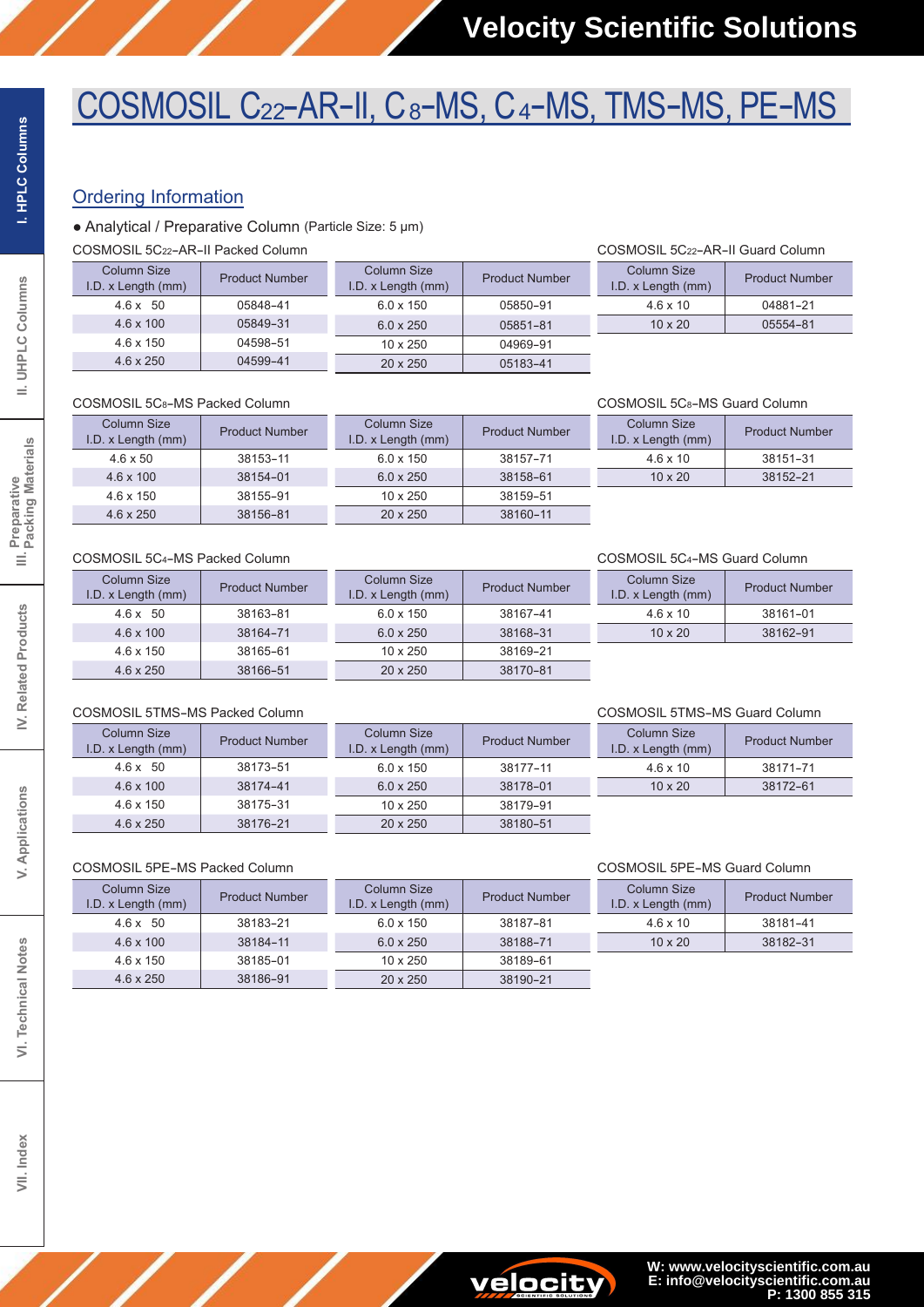# COSMOSIL $C_{22}$-AR-II, $C_8$-MS, $C_4$-MS, TMS-MS, PE-MS

## Ordering Information

● Analytical / Preparative Column (Particle Size: 5 μm)

COSMOSIL 5$C_{22}$-AR-II Packed Column

| Column Size I.D. x Length (mm) | Product Number | Column Size I.D. x Length (mm) | Product Number |
|---|---|---|---|
| 4.6 x 50 | 05848-41 | 6.0 x 150 | 05850-91 |
| 4.6 x 100 | 05849-31 | 6.0 x 250 | 05851-81 |
| 4.6 x 150 | 04598-51 | 10 x 250 | 04969-91 |
| 4.6 x 250 | 04599-41 | 20 x 250 | 05183-41 |

COSMOSIL 5$C_{22}$-AR-II Guard Column

| Column Size I.D. x Length (mm) | Product Number |
|---|---|
| 4.6 x 10 | 04881-21 |
| 10 x 20 | 05554-81 |

COSMOSIL 5$C_8$-MS Packed Column

| Column Size I.D. x Length (mm) | Product Number | Column Size I.D. x Length (mm) | Product Number |
|---|---|---|---|
| 4.6 x 50 | 38153-11 | 6.0 x 150 | 38157-71 |
| 4.6 x 100 | 38154-01 | 6.0 x 250 | 38158-61 |
| 4.6 x 150 | 38155-91 | 10 x 250 | 38159-51 |
| 4.6 x 250 | 38156-81 | 20 x 250 | 38160-11 |

COSMOSIL 5$C_8$-MS Guard Column

| Column Size I.D. x Length (mm) | Product Number |
|---|---|
| 4.6 x 10 | 38151-31 |
| 10 x 20 | 38152-21 |

COSMOSIL 5$C_4$-MS Packed Column

| Column Size I.D. x Length (mm) | Product Number | Column Size I.D. x Length (mm) | Product Number |
|---|---|---|---|
| 4.6 x 50 | 38163-81 | 6.0 x 150 | 38167-41 |
| 4.6 x 100 | 38164-71 | 6.0 x 250 | 38168-31 |
| 4.6 x 150 | 38165-61 | 10 x 250 | 38169-21 |
| 4.6 x 250 | 38166-51 | 20 x 250 | 38170-81 |

COSMOSIL 5$C_4$-MS Guard Column

| Column Size I.D. x Length (mm) | Product Number |
|---|---|
| 4.6 x 10 | 38161-01 |
| 10 x 20 | 38162-91 |

COSMOSIL 5TMS-MS Packed Column

| Column Size I.D. x Length (mm) | Product Number | Column Size I.D. x Length (mm) | Product Number |
|---|---|---|---|
| 4.6 x 50 | 38173-51 | 6.0 x 150 | 38177-11 |
| 4.6 x 100 | 38174-41 | 6.0 x 250 | 38178-01 |
| 4.6 x 150 | 38175-31 | 10 x 250 | 38179-91 |
| 4.6 x 250 | 38176-21 | 20 x 250 | 38180-51 |

COSMOSIL 5TMS-MS Guard Column

| Column Size I.D. x Length (mm) | Product Number |
|---|---|
| 4.6 x 10 | 38171-71 |
| 10 x 20 | 38172-61 |

COSMOSIL 5PE-MS Packed Column

| Column Size I.D. x Length (mm) | Product Number | Column Size I.D. x Length (mm) | Product Number |
|---|---|---|---|
| 4.6 x 50 | 38183-21 | 6.0 x 150 | 38187-81 |
| 4.6 x 100 | 38184-11 | 6.0 x 250 | 38188-71 |
| 4.6 x 150 | 38185-01 | 10 x 250 | 38189-61 |
| 4.6 x 250 | 38186-91 | 20 x 250 | 38190-21 |

COSMOSIL 5PE-MS Guard Column

| Column Size I.D. x Length (mm) | Product Number |
|---|---|
| 4.6 x 10 | 38181-41 |
| 10 x 20 | 38182-31 |